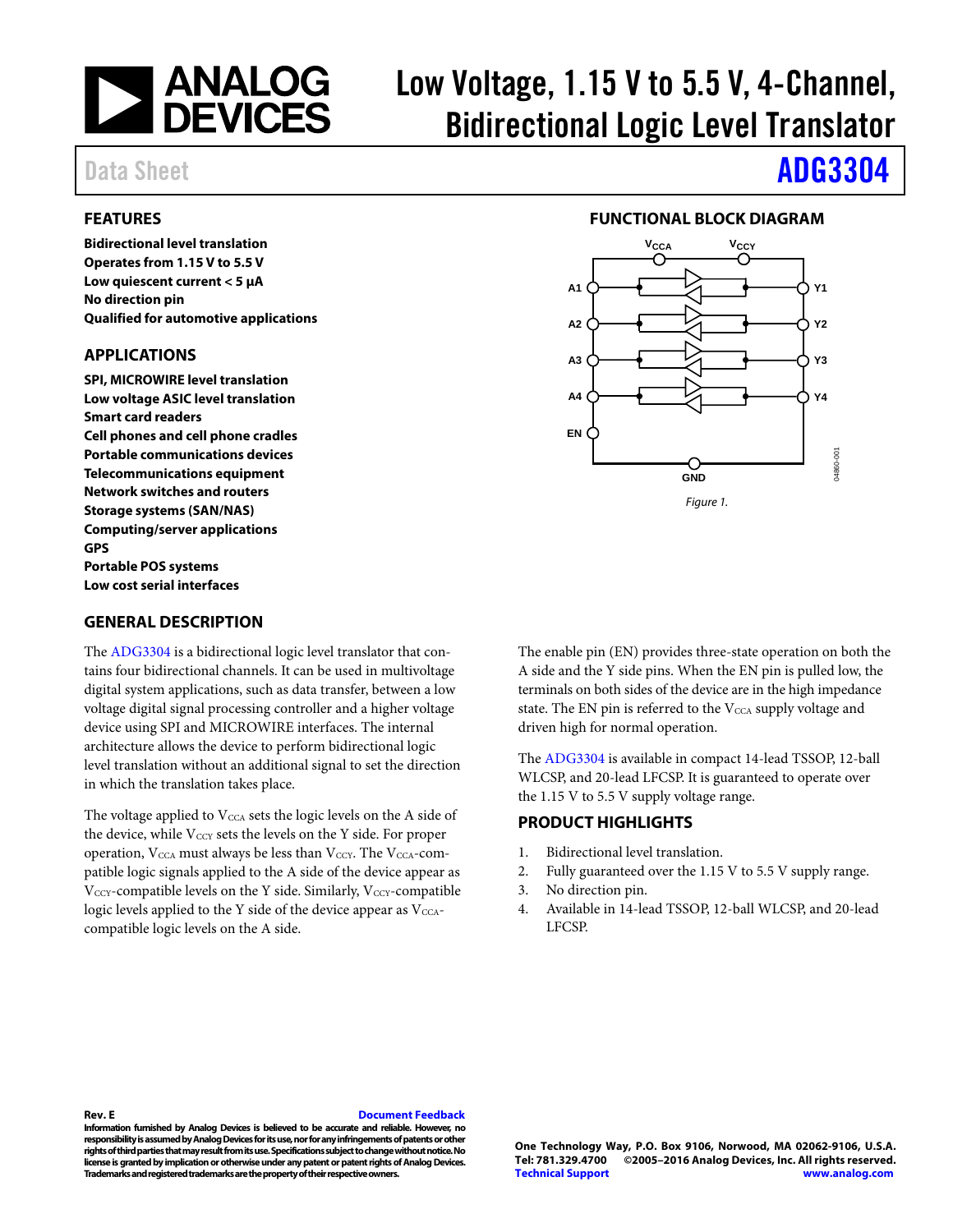# Low Voltage, 1.15 V to 5.5 V, 4-Channel, Bidirectional Logic Level Translator

Data Sheet **ADG3304**

## FEATURES

**Bidirectional level translation**
**Operates from 1.15 V to 5.5 V**
**Low quiescent current < 5 μA**
**No direction pin**
**Qualified for automotive applications**

## APPLICATIONS

**SPI, MICROWIRE level translation**
**Low voltage ASIC level translation**
**Smart card readers**
**Cell phones and cell phone cradles**
**Portable communications devices**
**Telecommunications equipment**
**Network switches and routers**
**Storage systems (SAN/NAS)**
**Computing/server applications**
**GPS**
**Portable POS systems**
**Low cost serial interfaces**

## FUNCTIONAL BLOCK DIAGRAM

*Figure 1.*

## GENERAL DESCRIPTION

The ADG3304 is a bidirectional logic level translator that contains four bidirectional channels. It can be used in multivoltage digital system applications, such as data transfer, between a low voltage digital signal processing controller and a higher voltage device using SPI and MICROWIRE interfaces. The internal architecture allows the device to perform bidirectional logic level translation without an additional signal to set the direction in which the translation takes place.

The voltage applied to $V_{CCA}$ sets the logic levels on the A side of the device, while $V_{CCY}$ sets the levels on the Y side. For proper operation, $V_{CCA}$ must always be less than $V_{CCY}$. The $V_{CCA}$-compatible logic signals applied to the A side of the device appear as $V_{CCY}$-compatible levels on the Y side. Similarly, $V_{CCY}$-compatible logic levels applied to the Y side of the device appear as $V_{CCA}$-compatible logic levels on the A side.

The enable pin (EN) provides three-state operation on both the A side and the Y side pins. When the EN pin is pulled low, the terminals on both sides of the device are in the high impedance state. The EN pin is referred to the $V_{CCA}$ supply voltage and driven high for normal operation.

The ADG3304 is available in compact 14-lead TSSOP, 12-ball WLCSP, and 20-lead LFCSP. It is guaranteed to operate over the 1.15 V to 5.5 V supply voltage range.

## PRODUCT HIGHLIGHTS

1. Bidirectional level translation.
2. Fully guaranteed over the 1.15 V to 5.5 V supply range.
3. No direction pin.
4. Available in 14-lead TSSOP, 12-ball WLCSP, and 20-lead LFCSP.

**Rev. E** **Document Feedback**

**Information furnished by Analog Devices is believed to be accurate and reliable. However, no responsibility is assumed by Analog Devices for its use, nor for any infringements of patents or other rights of third parties that may result from its use. Specifications subject to change without notice. No license is granted by implication or otherwise under any patent or patent rights of Analog Devices. Trademarks and registered trademarks are the property of their respective owners.**

**One Technology Way, P.O. Box 9106, Norwood, MA 02062-9106, U.S.A.**
**Tel: 781.329.4700 ©2005–2016 Analog Devices, Inc. All rights reserved.**
**Technical Support** **www.analog.com**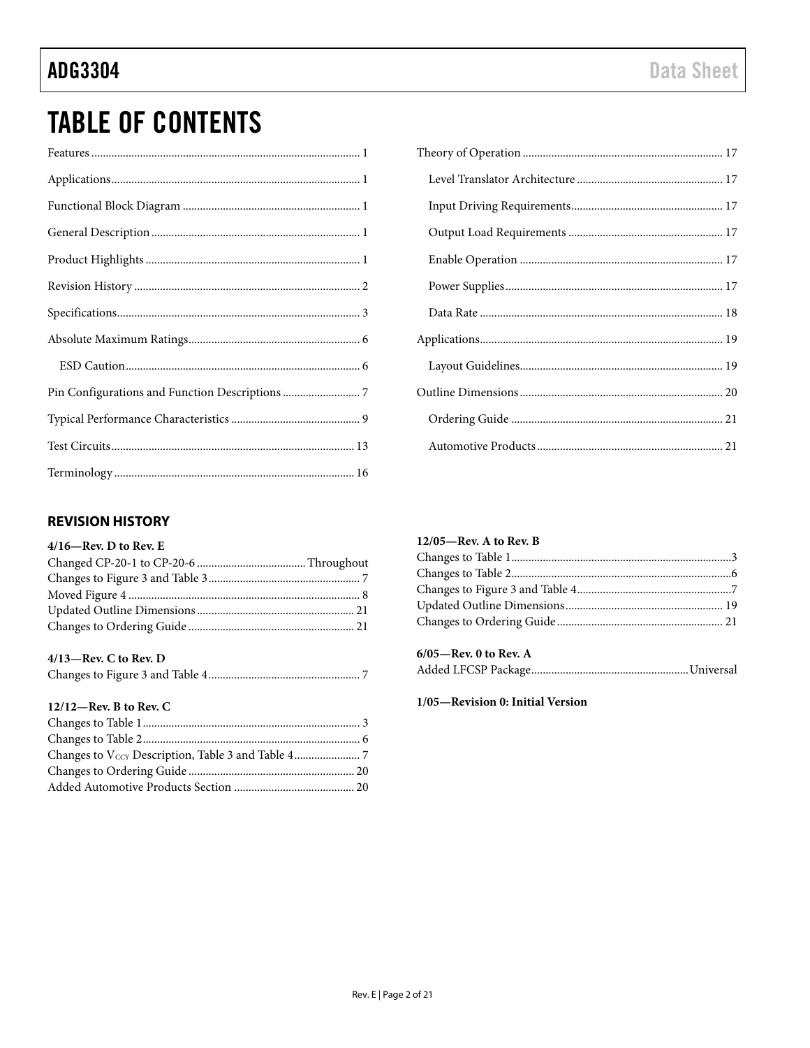# TABLE OF CONTENTS

Features ............ 1
Applications ............ 1
Functional Block Diagram ............ 1
General Description ............ 1
Product Highlights ............ 1
Revision History ............ 2
Specifications ............ 3
Absolute Maximum Ratings ............ 6
  ESD Caution ............ 6
Pin Configurations and Function Descriptions ............ 7
Typical Performance Characteristics ............ 9
Test Circuits ............ 13
Terminology ............ 16
Theory of Operation ............ 17
  Level Translator Architecture ............ 17
  Input Driving Requirements ............ 17
  Output Load Requirements ............ 17
  Enable Operation ............ 17
  Power Supplies ............ 17
  Data Rate ............ 18
Applications ............ 19
  Layout Guidelines ............ 19
Outline Dimensions ............ 20
  Ordering Guide ............ 21
  Automotive Products ............ 21

## REVISION HISTORY

**4/16—Rev. D to Rev. E**

Changed CP-20-1 to CP-20-6 ............ Throughout
Changes to Figure 3 and Table 3 ............ 7
Moved Figure 4 ............ 8
Updated Outline Dimensions ............ 21
Changes to Ordering Guide ............ 21

**4/13—Rev. C to Rev. D**

Changes to Figure 3 and Table 4 ............ 7

**12/12—Rev. B to Rev. C**

Changes to Table 1 ............ 3
Changes to Table 2 ............ 6
Changes to $V_{CCY}$ Description, Table 3 and Table 4 ............ 7
Changes to Ordering Guide ............ 20
Added Automotive Products Section ............ 20

**12/05—Rev. A to Rev. B**

Changes to Table 1 ............ 3
Changes to Table 2 ............ 6
Changes to Figure 3 and Table 4 ............ 7
Updated Outline Dimensions ............ 19
Changes to Ordering Guide ............ 21

**6/05—Rev. 0 to Rev. A**

Added LFCSP Package ............ Universal

**1/05—Revision 0: Initial Version**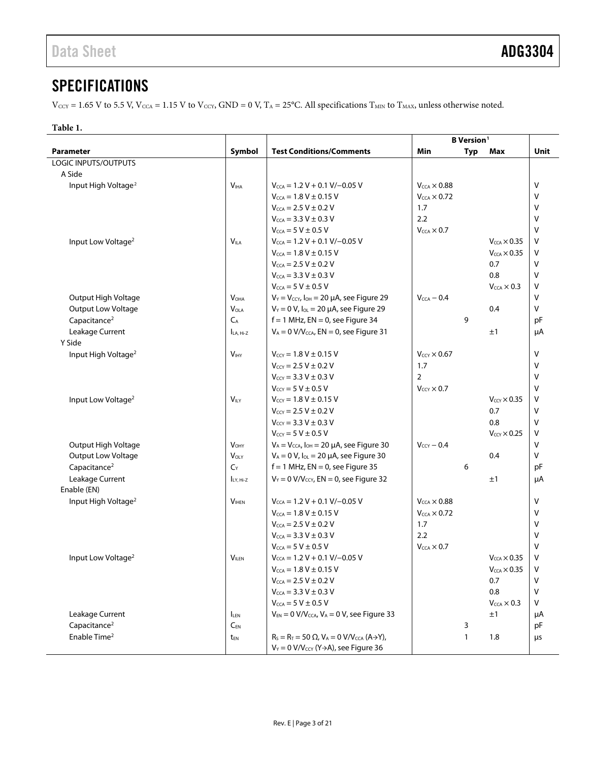## SPECIFICATIONS

$V_{CCY}$ = 1.65 V to 5.5 V, $V_{CCA}$ = 1.15 V to $V_{CCY}$, GND = 0 V, $T_A$ = 25°C. All specifications $T_{MIN}$ to $T_{MAX}$, unless otherwise noted.

**Table 1.**

| Parameter | Symbol | Test Conditions/Comments | B Version[1] | | | Unit |
|---|---|---|---|---|---|---|
| | | | Min | Typ | Max | |
| LOGIC INPUTS/OUTPUTS | | | | | | |
| A Side | | | | | | |
| Input High Voltage[2] | $V_{IHA}$ | $V_{CCA}$ = 1.2 V + 0.1 V/−0.05 V | $V_{CCA}$ × 0.88 | | | V |
| | | $V_{CCA}$ = 1.8 V ± 0.15 V | $V_{CCA}$ × 0.72 | | | V |
| | | $V_{CCA}$ = 2.5 V ± 0.2 V | 1.7 | | | V |
| | | $V_{CCA}$ = 3.3 V ± 0.3 V | 2.2 | | | V |
| | | $V_{CCA}$ = 5 V ± 0.5 V | $V_{CCA}$ × 0.7 | | | V |
| Input Low Voltage[2] | $V_{ILA}$ | $V_{CCA}$ = 1.2 V + 0.1 V/−0.05 V | | | $V_{CCA}$ × 0.35 | V |
| | | $V_{CCA}$ = 1.8 V ± 0.15 V | | | $V_{CCA}$ × 0.35 | V |
| | | $V_{CCA}$ = 2.5 V ± 0.2 V | | | 0.7 | V |
| | | $V_{CCA}$ = 3.3 V ± 0.3 V | | | 0.8 | V |
| | | $V_{CCA}$ = 5 V ± 0.5 V | | | $V_{CCA}$ × 0.3 | V |
| Output High Voltage | $V_{OHA}$ | $V_Y$ = $V_{CCY}$, $I_{OH}$ = 20 μA, see Figure 29 | $V_{CCA}$ − 0.4 | | | V |
| Output Low Voltage | $V_{OLA}$ | $V_Y$ = 0 V, $I_{OL}$ = 20 μA, see Figure 29 | | | 0.4 | V |
| Capacitance[2] | $C_A$ | f = 1 MHz, EN = 0, see Figure 34 | | 9 | | pF |
| Leakage Current | $I_{LA, Hi-Z}$ | $V_A$ = 0 V/$V_{CCA}$, EN = 0, see Figure 31 | | | ±1 | μA |
| Y Side | | | | | | |
| Input High Voltage[2] | $V_{IHY}$ | $V_{CCY}$ = 1.8 V ± 0.15 V | $V_{CCY}$ × 0.67 | | | V |
| | | $V_{CCY}$ = 2.5 V ± 0.2 V | 1.7 | | | V |
| | | $V_{CCY}$ = 3.3 V ± 0.3 V | 2 | | | V |
| | | $V_{CCY}$ = 5 V ± 0.5 V | $V_{CCY}$ × 0.7 | | | V |
| Input Low Voltage[2] | $V_{ILY}$ | $V_{CCY}$ = 1.8 V ± 0.15 V | | | $V_{CCY}$ × 0.35 | V |
| | | $V_{CCY}$ = 2.5 V ± 0.2 V | | | 0.7 | V |
| | | $V_{CCY}$ = 3.3 V ± 0.3 V | | | 0.8 | V |
| | | $V_{CCY}$ = 5 V ± 0.5 V | | | $V_{CCY}$ × 0.25 | V |
| Output High Voltage | $V_{OHY}$ | $V_A$ = $V_{CCA}$, $I_{OH}$ = 20 μA, see Figure 30 | $V_{CCY}$ − 0.4 | | | V |
| Output Low Voltage | $V_{OLY}$ | $V_A$ = 0 V, $I_{OL}$ = 20 μA, see Figure 30 | | | 0.4 | V |
| Capacitance[2] | $C_Y$ | f = 1 MHz, EN = 0, see Figure 35 | | 6 | | pF |
| Leakage Current | $I_{LY, Hi-Z}$ | $V_Y$ = 0 V/$V_{CCY}$, EN = 0, see Figure 32 | | | ±1 | μA |
| Enable (EN) | | | | | | |
| Input High Voltage[2] | $V_{IHEN}$ | $V_{CCA}$ = 1.2 V + 0.1 V/−0.05 V | $V_{CCA}$ × 0.88 | | | V |
| | | $V_{CCA}$ = 1.8 V ± 0.15 V | $V_{CCA}$ × 0.72 | | | V |
| | | $V_{CCA}$ = 2.5 V ± 0.2 V | 1.7 | | | V |
| | | $V_{CCA}$ = 3.3 V ± 0.3 V | 2.2 | | | V |
| | | $V_{CCA}$ = 5 V ± 0.5 V | $V_{CCA}$ × 0.7 | | | V |
| Input Low Voltage[2] | $V_{ILEN}$ | $V_{CCA}$ = 1.2 V + 0.1 V/−0.05 V | | | $V_{CCA}$ × 0.35 | V |
| | | $V_{CCA}$ = 1.8 V ± 0.15 V | | | $V_{CCA}$ × 0.35 | V |
| | | $V_{CCA}$ = 2.5 V ± 0.2 V | | | 0.7 | V |
| | | $V_{CCA}$ = 3.3 V ± 0.3 V | | | 0.8 | V |
| | | $V_{CCA}$ = 5 V ± 0.5 V | | | $V_{CCA}$ × 0.3 | V |
| Leakage Current | $I_{LEN}$ | $V_{EN}$ = 0 V/$V_{CCA}$, $V_A$ = 0 V, see Figure 33 | | | ±1 | μA |
| Capacitance[2] | $C_{EN}$ | | | 3 | | pF |
| Enable Time[2] | $t_{EN}$ | $R_S$ = $R_T$ = 50 Ω, $V_A$ = 0 V/$V_{CCA}$ (A→Y), $V_Y$ = 0 V/$V_{CCY}$ (Y→A), see Figure 36 | | 1 | 1.8 | μs |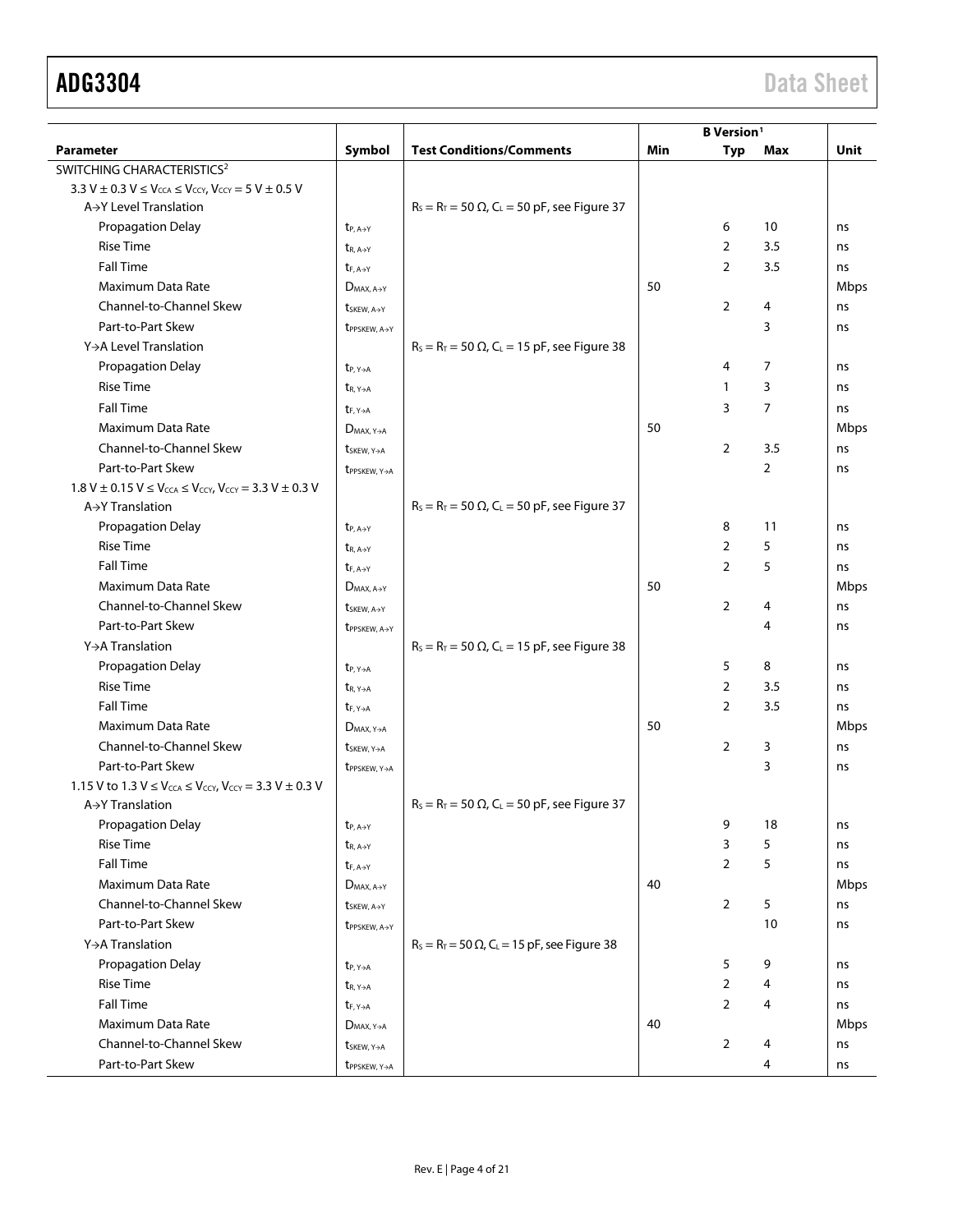| Parameter | Symbol | Test Conditions/Comments | B Version[1] Min | Typ | Max | Unit |
|---|---|---|---|---|---|---|
| SWITCHING CHARACTERISTICS[2] | | | | | | |
| $3.3\ V \pm 0.3\ V \leq V_{CCA} \leq V_{CCY}$, $V_{CCY} = 5\ V \pm 0.5\ V$ | | | | | | |
| A→Y Level Translation | | $R_S = R_T = 50\ \Omega$, $C_L = 50\ pF$, see Figure 37 | | | | |
| Propagation Delay | $t_{P, A\rightarrow Y}$ | | | 6 | 10 | ns |
| Rise Time | $t_{R, A\rightarrow Y}$ | | | 2 | 3.5 | ns |
| Fall Time | $t_{F, A\rightarrow Y}$ | | | 2 | 3.5 | ns |
| Maximum Data Rate | $D_{MAX, A\rightarrow Y}$ | | 50 | | | Mbps |
| Channel-to-Channel Skew | $t_{SKEW, A\rightarrow Y}$ | | | 2 | 4 | ns |
| Part-to-Part Skew | $t_{PPSKEW, A\rightarrow Y}$ | | | | 3 | ns |
| Y→A Level Translation | | $R_S = R_T = 50\ \Omega$, $C_L = 15\ pF$, see Figure 38 | | | | |
| Propagation Delay | $t_{P, Y\rightarrow A}$ | | | 4 | 7 | ns |
| Rise Time | $t_{R, Y\rightarrow A}$ | | | 1 | 3 | ns |
| Fall Time | $t_{F, Y\rightarrow A}$ | | | 3 | 7 | ns |
| Maximum Data Rate | $D_{MAX, Y\rightarrow A}$ | | 50 | | | Mbps |
| Channel-to-Channel Skew | $t_{SKEW, Y\rightarrow A}$ | | | 2 | 3.5 | ns |
| Part-to-Part Skew | $t_{PPSKEW, Y\rightarrow A}$ | | | | 2 | ns |
| $1.8\ V \pm 0.15\ V \leq V_{CCA} \leq V_{CCY}$, $V_{CCY} = 3.3\ V \pm 0.3\ V$ | | | | | | |
| A→Y Translation | | $R_S = R_T = 50\ \Omega$, $C_L = 50\ pF$, see Figure 37 | | | | |
| Propagation Delay | $t_{P, A\rightarrow Y}$ | | | 8 | 11 | ns |
| Rise Time | $t_{R, A\rightarrow Y}$ | | | 2 | 5 | ns |
| Fall Time | $t_{F, A\rightarrow Y}$ | | | 2 | 5 | ns |
| Maximum Data Rate | $D_{MAX, A\rightarrow Y}$ | | 50 | | | Mbps |
| Channel-to-Channel Skew | $t_{SKEW, A\rightarrow Y}$ | | | 2 | 4 | ns |
| Part-to-Part Skew | $t_{PPSKEW, A\rightarrow Y}$ | | | | 4 | ns |
| Y→A Translation | | $R_S = R_T = 50\ \Omega$, $C_L = 15\ pF$, see Figure 38 | | | | |
| Propagation Delay | $t_{P, Y\rightarrow A}$ | | | 5 | 8 | ns |
| Rise Time | $t_{R, Y\rightarrow A}$ | | | 2 | 3.5 | ns |
| Fall Time | $t_{F, Y\rightarrow A}$ | | | 2 | 3.5 | ns |
| Maximum Data Rate | $D_{MAX, Y\rightarrow A}$ | | 50 | | | Mbps |
| Channel-to-Channel Skew | $t_{SKEW, Y\rightarrow A}$ | | | 2 | 3 | ns |
| Part-to-Part Skew | $t_{PPSKEW, Y\rightarrow A}$ | | | | 3 | ns |
| $1.15\ V$ to $1.3\ V \leq V_{CCA} \leq V_{CCY}$, $V_{CCY} = 3.3\ V \pm 0.3\ V$ | | | | | | |
| A→Y Translation | | $R_S = R_T = 50\ \Omega$, $C_L = 50\ pF$, see Figure 37 | | | | |
| Propagation Delay | $t_{P, A\rightarrow Y}$ | | | 9 | 18 | ns |
| Rise Time | $t_{R, A\rightarrow Y}$ | | | 3 | 5 | ns |
| Fall Time | $t_{F, A\rightarrow Y}$ | | | 2 | 5 | ns |
| Maximum Data Rate | $D_{MAX, A\rightarrow Y}$ | | 40 | | | Mbps |
| Channel-to-Channel Skew | $t_{SKEW, A\rightarrow Y}$ | | | 2 | 5 | ns |
| Part-to-Part Skew | $t_{PPSKEW, A\rightarrow Y}$ | | | | 10 | ns |
| Y→A Translation | | $R_S = R_T = 50\ \Omega$, $C_L = 15\ pF$, see Figure 38 | | | | |
| Propagation Delay | $t_{P, Y\rightarrow A}$ | | | 5 | 9 | ns |
| Rise Time | $t_{R, Y\rightarrow A}$ | | | 2 | 4 | ns |
| Fall Time | $t_{F, Y\rightarrow A}$ | | | 2 | 4 | ns |
| Maximum Data Rate | $D_{MAX, Y\rightarrow A}$ | | 40 | | | Mbps |
| Channel-to-Channel Skew | $t_{SKEW, Y\rightarrow A}$ | | | 2 | 4 | ns |
| Part-to-Part Skew | $t_{PPSKEW, Y\rightarrow A}$ | | | | 4 | ns |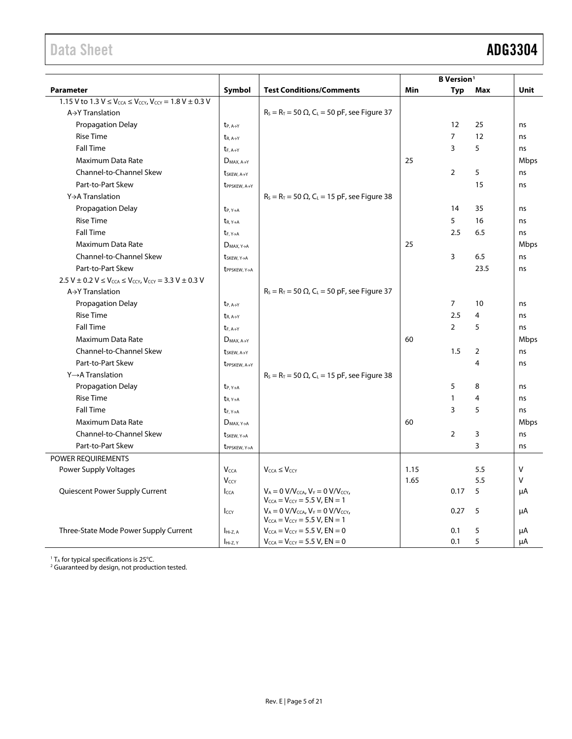| Parameter | Symbol | Test Conditions/Comments | B Version[1] | | | Unit |
|---|---|---|---|---|---|---|
| | | | Min | Typ | Max | |
| 1.15 V to 1.3 V ≤ $V_{CCA}$ ≤ $V_{CCY}$, $V_{CCY}$ = 1.8 V ± 0.3 V | | | | | | |
| A→Y Translation | | $R_S = R_T = 50\ \Omega$, $C_L = 50$ pF, see Figure 37 | | | | |
| Propagation Delay | $t_{P,\ A\rightarrow Y}$ | | | 12 | 25 | ns |
| Rise Time | $t_{R,\ A\rightarrow Y}$ | | | 7 | 12 | ns |
| Fall Time | $t_{F,\ A\rightarrow Y}$ | | | 3 | 5 | ns |
| Maximum Data Rate | $D_{MAX,\ A\rightarrow Y}$ | | 25 | | | Mbps |
| Channel-to-Channel Skew | $t_{SKEW,\ A\rightarrow Y}$ | | | 2 | 5 | ns |
| Part-to-Part Skew | $t_{PPSKEW,\ A\rightarrow Y}$ | | | | 15 | ns |
| Y→A Translation | | $R_S = R_T = 50\ \Omega$, $C_L = 15$ pF, see Figure 38 | | | | |
| Propagation Delay | $t_{P,\ Y\rightarrow A}$ | | | 14 | 35 | ns |
| Rise Time | $t_{R,\ Y\rightarrow A}$ | | | 5 | 16 | ns |
| Fall Time | $t_{F,\ Y\rightarrow A}$ | | | 2.5 | 6.5 | ns |
| Maximum Data Rate | $D_{MAX,\ Y\rightarrow A}$ | | 25 | | | Mbps |
| Channel-to-Channel Skew | $t_{SKEW,\ Y\rightarrow A}$ | | | 3 | 6.5 | ns |
| Part-to-Part Skew | $t_{PPSKEW,\ Y\rightarrow A}$ | | | | 23.5 | ns |
| 2.5 V ± 0.2 V ≤ $V_{CCA}$ ≤ $V_{CCY}$, $V_{CCY}$ = 3.3 V ± 0.3 V | | | | | | |
| A→Y Translation | | $R_S = R_T = 50\ \Omega$, $C_L = 50$ pF, see Figure 37 | | | | |
| Propagation Delay | $t_{P,\ A\rightarrow Y}$ | | | 7 | 10 | ns |
| Rise Time | $t_{R,\ A\rightarrow Y}$ | | | 2.5 | 4 | ns |
| Fall Time | $t_{F,\ A\rightarrow Y}$ | | | 2 | 5 | ns |
| Maximum Data Rate | $D_{MAX,\ A\rightarrow Y}$ | | 60 | | | Mbps |
| Channel-to-Channel Skew | $t_{SKEW,\ A\rightarrow Y}$ | | | 1.5 | 2 | ns |
| Part-to-Part Skew | $t_{PPSKEW,\ A\rightarrow Y}$ | | | | 4 | ns |
| Y→A Translation | | $R_S = R_T = 50\ \Omega$, $C_L = 15$ pF, see Figure 38 | | | | |
| Propagation Delay | $t_{P,\ Y\rightarrow A}$ | | | 5 | 8 | ns |
| Rise Time | $t_{R,\ Y\rightarrow A}$ | | | 1 | 4 | ns |
| Fall Time | $t_{F,\ Y\rightarrow A}$ | | | 3 | 5 | ns |
| Maximum Data Rate | $D_{MAX,\ Y\rightarrow A}$ | | 60 | | | Mbps |
| Channel-to-Channel Skew | $t_{SKEW,\ Y\rightarrow A}$ | | | 2 | 3 | ns |
| Part-to-Part Skew | $t_{PPSKEW,\ Y\rightarrow A}$ | | | | 3 | ns |
| POWER REQUIREMENTS | | | | | | |
| Power Supply Voltages | $V_{CCA}$ | $V_{CCA} \leq V_{CCY}$ | 1.15 | | 5.5 | V |
| | $V_{CCY}$ | | 1.65 | | 5.5 | V |
| Quiescent Power Supply Current | $I_{CCA}$ | $V_A = 0$ V/$V_{CCA}$, $V_Y = 0$ V/$V_{CCY}$, $V_{CCA} = V_{CCY} = 5.5$ V, EN = 1 | | 0.17 | 5 | μA |
| | $I_{CCY}$ | $V_A = 0$ V/$V_{CCA}$, $V_Y = 0$ V/$V_{CCY}$, $V_{CCA} = V_{CCY} = 5.5$ V, EN = 1 | | 0.27 | 5 | μA |
| Three-State Mode Power Supply Current | $I_{Hi\text{-}Z,\ A}$ | $V_{CCA} = V_{CCY} = 5.5$ V, EN = 0 | | 0.1 | 5 | μA |
| | $I_{Hi\text{-}Z,\ Y}$ | $V_{CCA} = V_{CCY} = 5.5$ V, EN = 0 | | 0.1 | 5 | μA |

[1] $T_A$ for typical specifications is 25°C.
[2] Guaranteed by design, not production tested.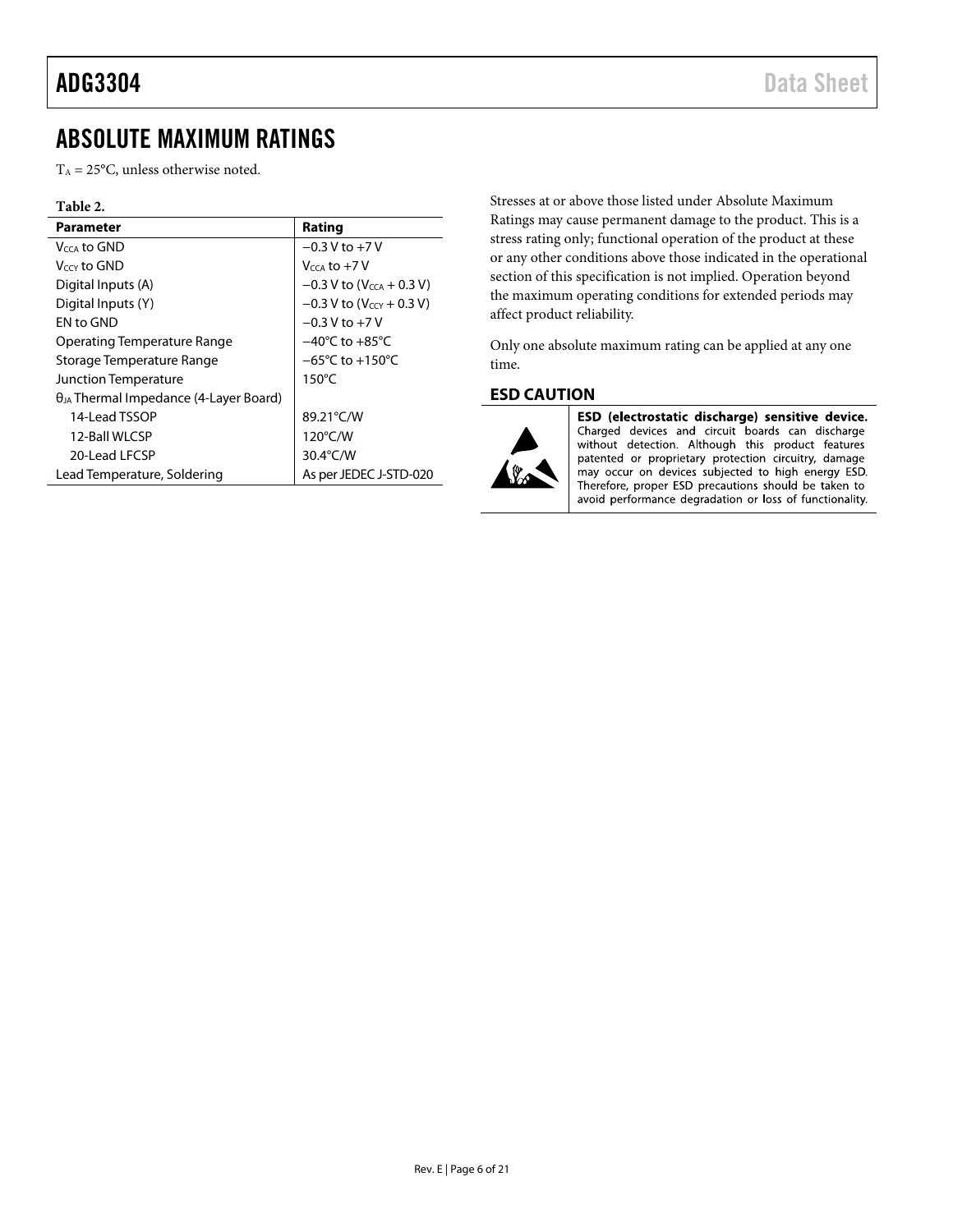# ABSOLUTE MAXIMUM RATINGS

$T_A$ = 25°C, unless otherwise noted.

**Table 2.**

| Parameter | Rating |
|---|---|
| $V_{CCA}$ to GND | −0.3 V to +7 V |
| $V_{CCY}$ to GND | $V_{CCA}$ to +7 V |
| Digital Inputs (A) | −0.3 V to ($V_{CCA}$ + 0.3 V) |
| Digital Inputs (Y) | −0.3 V to ($V_{CCY}$ + 0.3 V) |
| EN to GND | −0.3 V to +7 V |
| Operating Temperature Range | −40°C to +85°C |
| Storage Temperature Range | −65°C to +150°C |
| Junction Temperature | 150°C |
| $\theta_{JA}$ Thermal Impedance (4-Layer Board) | |
| 14-Lead TSSOP | 89.21°C/W |
| 12-Ball WLCSP | 120°C/W |
| 20-Lead LFCSP | 30.4°C/W |
| Lead Temperature, Soldering | As per JEDEC J-STD-020 |

Stresses at or above those listed under Absolute Maximum Ratings may cause permanent damage to the product. This is a stress rating only; functional operation of the product at these or any other conditions above those indicated in the operational section of this specification is not implied. Operation beyond the maximum operating conditions for extended periods may affect product reliability.

Only one absolute maximum rating can be applied at any one time.

## ESD CAUTION

**ESD (electrostatic discharge) sensitive device.** Charged devices and circuit boards can discharge without detection. Although this product features patented or proprietary protection circuitry, damage may occur on devices subjected to high energy ESD. Therefore, proper ESD precautions should be taken to avoid performance degradation or loss of functionality.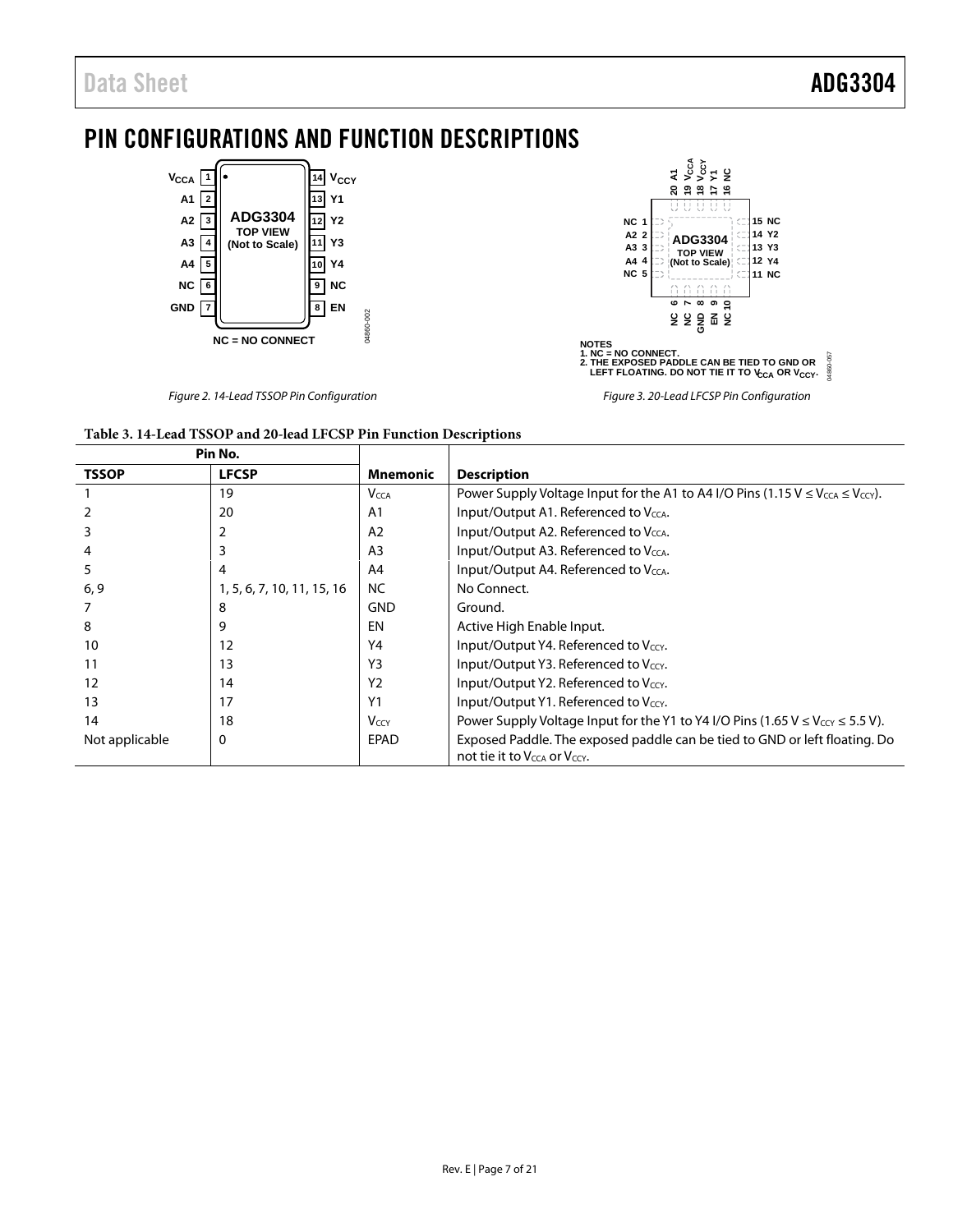# PIN CONFIGURATIONS AND FUNCTION DESCRIPTIONS

Figure 2. 14-Lead TSSOP Pin Configuration

NOTES
1. NC = NO CONNECT.
2. THE EXPOSED PADDLE CAN BE TIED TO GND OR LEFT FLOATING. DO NOT TIE IT TO $V_{CCA}$ OR $V_{CCY}$.

Figure 3. 20-Lead LFCSP Pin Configuration

**Table 3. 14-Lead TSSOP and 20-lead LFCSP Pin Function Descriptions**

| Pin No. | | | |
|---|---|---|---|
| **TSSOP** | **LFCSP** | **Mnemonic** | **Description** |
| 1 | 19 | $V_{CCA}$ | Power Supply Voltage Input for the A1 to A4 I/O Pins (1.15 V ≤ $V_{CCA}$ ≤ $V_{CCY}$). |
| 2 | 20 | A1 | Input/Output A1. Referenced to $V_{CCA}$. |
| 3 | 2 | A2 | Input/Output A2. Referenced to $V_{CCA}$. |
| 4 | 3 | A3 | Input/Output A3. Referenced to $V_{CCA}$. |
| 5 | 4 | A4 | Input/Output A4. Referenced to $V_{CCA}$. |
| 6, 9 | 1, 5, 6, 7, 10, 11, 15, 16 | NC | No Connect. |
| 7 | 8 | GND | Ground. |
| 8 | 9 | EN | Active High Enable Input. |
| 10 | 12 | Y4 | Input/Output Y4. Referenced to $V_{CCY}$. |
| 11 | 13 | Y3 | Input/Output Y3. Referenced to $V_{CCY}$. |
| 12 | 14 | Y2 | Input/Output Y2. Referenced to $V_{CCY}$. |
| 13 | 17 | Y1 | Input/Output Y1. Referenced to $V_{CCY}$. |
| 14 | 18 | $V_{CCY}$ | Power Supply Voltage Input for the Y1 to Y4 I/O Pins (1.65 V ≤ $V_{CCY}$ ≤ 5.5 V). |
| Not applicable | 0 | EPAD | Exposed Paddle. The exposed paddle can be tied to GND or left floating. Do not tie it to $V_{CCA}$ or $V_{CCY}$. |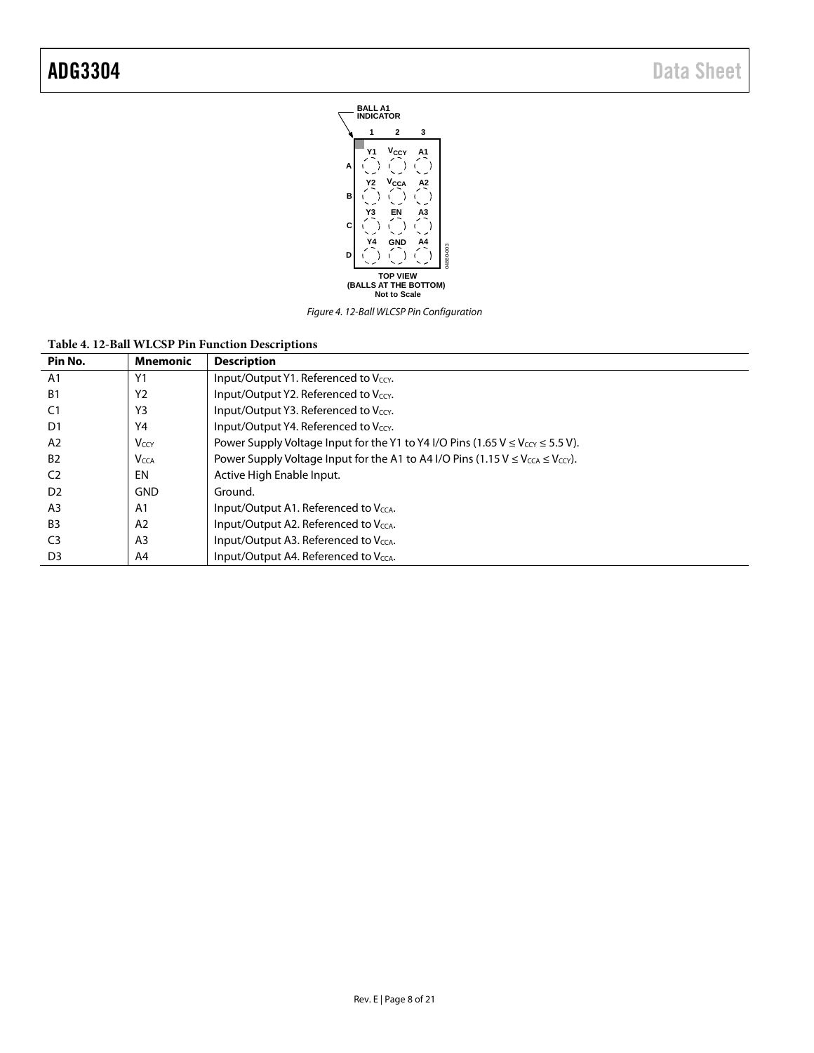Figure 4. 12-Ball WLCSP Pin Configuration

**Table 4. 12-Ball WLCSP Pin Function Descriptions**

| Pin No. | Mnemonic | Description |
|---|---|---|
| A1 | Y1 | Input/Output Y1. Referenced to $V_{CCY}$. |
| B1 | Y2 | Input/Output Y2. Referenced to $V_{CCY}$. |
| C1 | Y3 | Input/Output Y3. Referenced to $V_{CCY}$. |
| D1 | Y4 | Input/Output Y4. Referenced to $V_{CCY}$. |
| A2 | $V_{CCY}$ | Power Supply Voltage Input for the Y1 to Y4 I/O Pins (1.65 V ≤ $V_{CCY}$ ≤ 5.5 V). |
| B2 | $V_{CCA}$ | Power Supply Voltage Input for the A1 to A4 I/O Pins (1.15 V ≤ $V_{CCA}$ ≤ $V_{CCY}$). |
| C2 | EN | Active High Enable Input. |
| D2 | GND | Ground. |
| A3 | A1 | Input/Output A1. Referenced to $V_{CCA}$. |
| B3 | A2 | Input/Output A2. Referenced to $V_{CCA}$. |
| C3 | A3 | Input/Output A3. Referenced to $V_{CCA}$. |
| D3 | A4 | Input/Output A4. Referenced to $V_{CCA}$. |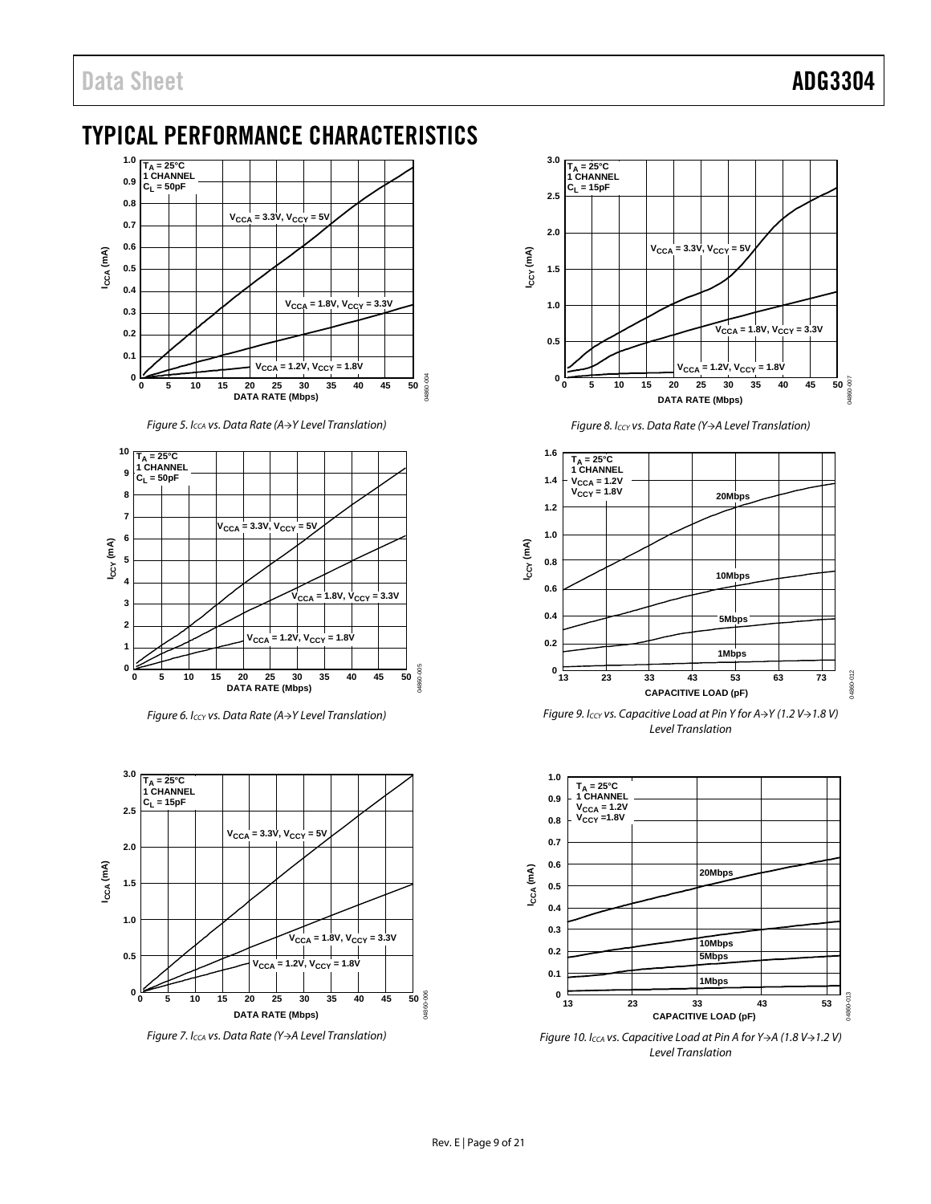# TYPICAL PERFORMANCE CHARACTERISTICS

Figure 5. $I_{CCA}$ vs. Data Rate (A→Y Level Translation)

Figure 6. $I_{CCY}$ vs. Data Rate (A→Y Level Translation)

Figure 7. $I_{CCA}$ vs. Data Rate (Y→A Level Translation)

Figure 8. $I_{CCY}$ vs. Data Rate (Y→A Level Translation)

Figure 9. $I_{CCY}$ vs. Capacitive Load at Pin Y for A→Y (1.2 V→1.8 V) Level Translation

Figure 10. $I_{CCA}$ vs. Capacitive Load at Pin A for Y→A (1.8 V→1.2 V) Level Translation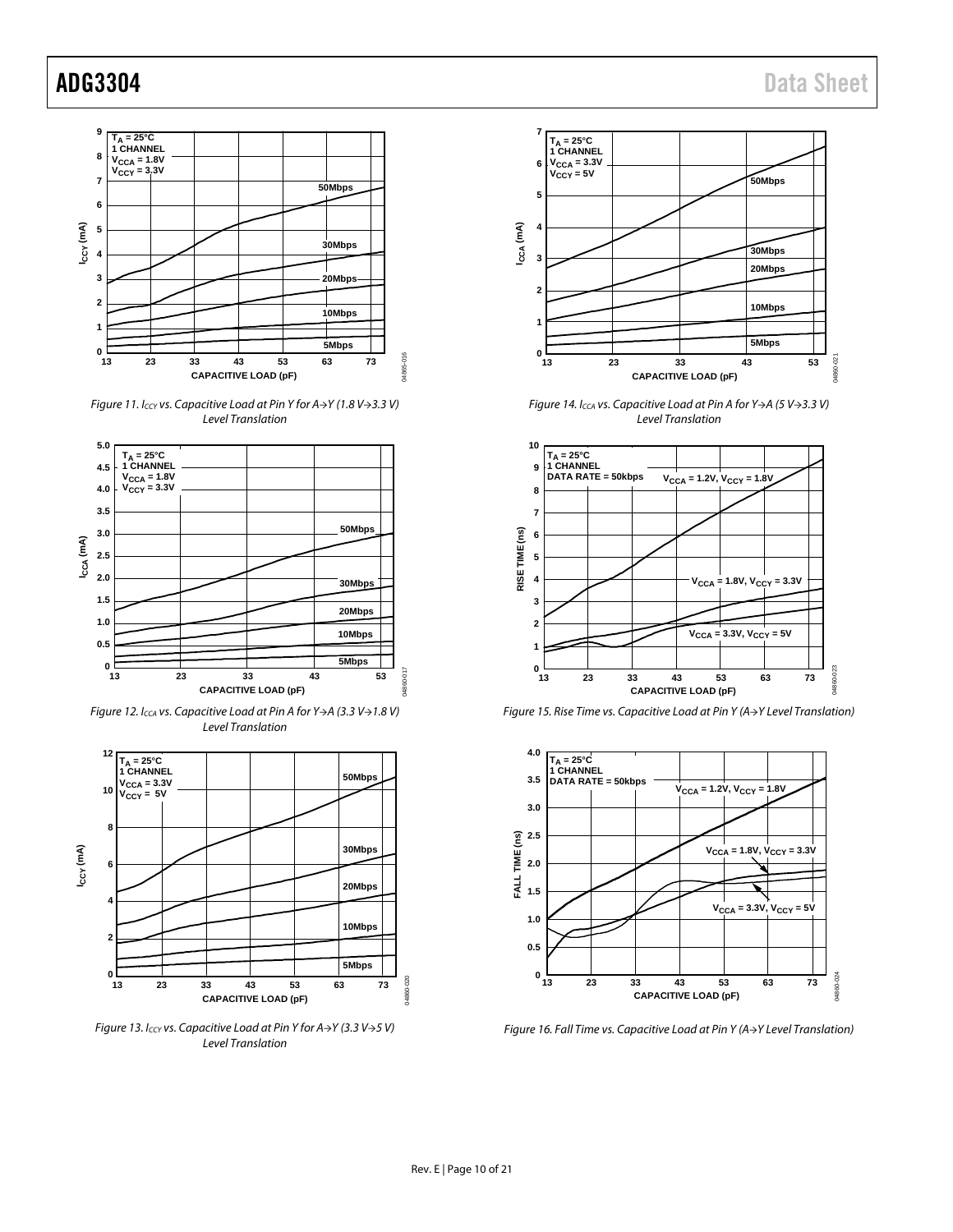Figure 11. $I_{CCY}$ vs. Capacitive Load at Pin Y for A→Y (1.8 V→3.3 V) Level Translation

Figure 12. $I_{CCA}$ vs. Capacitive Load at Pin A for Y→A (3.3 V→1.8 V) Level Translation

Figure 13. $I_{CCY}$ vs. Capacitive Load at Pin Y for A→Y (3.3 V→5 V) Level Translation

Figure 14. $I_{CCA}$ vs. Capacitive Load at Pin A for Y→A (5 V→3.3 V) Level Translation

Figure 15. Rise Time vs. Capacitive Load at Pin Y (A→Y Level Translation)

Figure 16. Fall Time vs. Capacitive Load at Pin Y (A→Y Level Translation)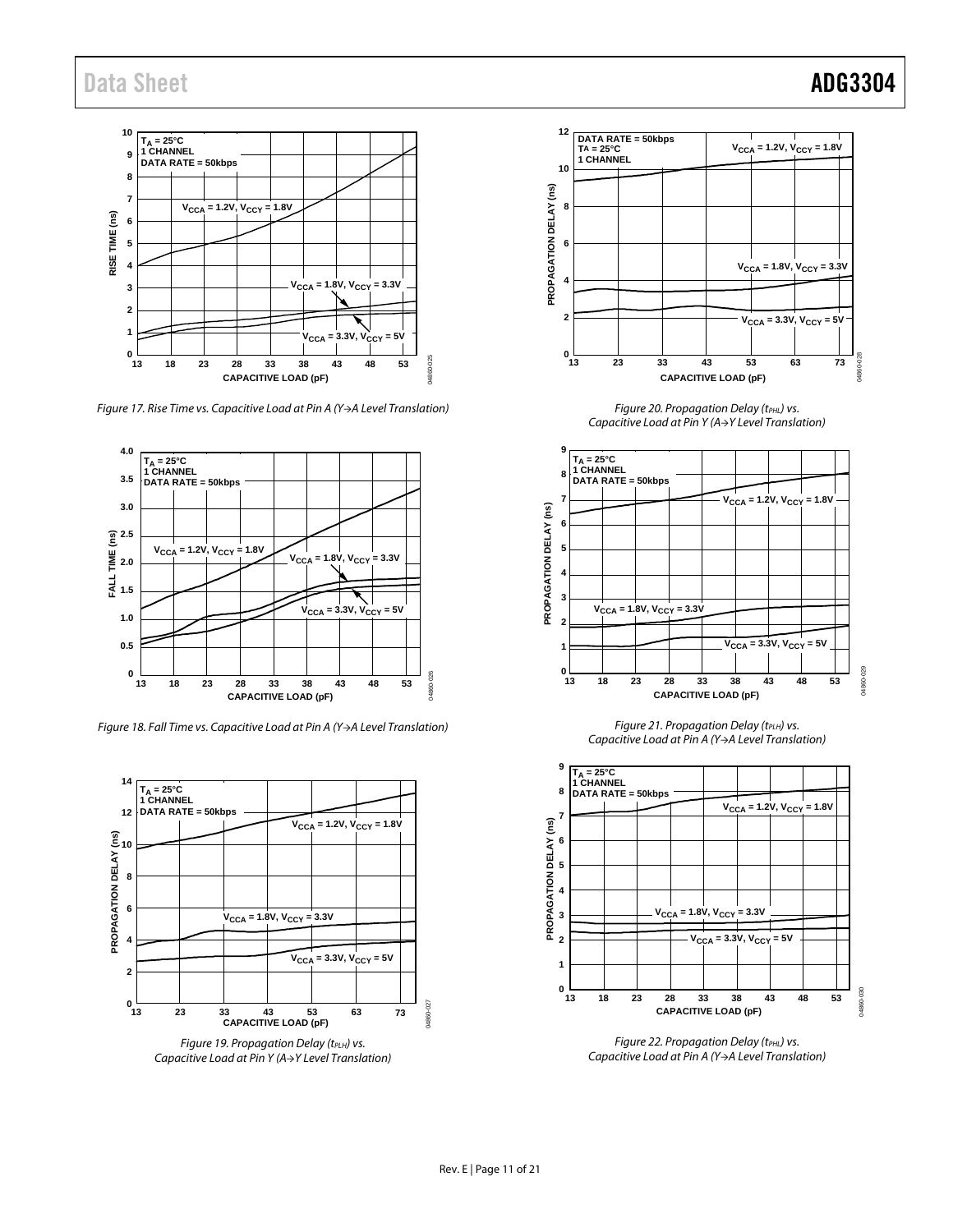Figure 17. Rise Time vs. Capacitive Load at Pin A (Y→A Level Translation)

Figure 18. Fall Time vs. Capacitive Load at Pin A (Y→A Level Translation)

Figure 19. Propagation Delay ($t_{PLH}$) vs. Capacitive Load at Pin Y (A→Y Level Translation)

Figure 20. Propagation Delay ($t_{PHL}$) vs. Capacitive Load at Pin Y (A→Y Level Translation)

Figure 21. Propagation Delay ($t_{PLH}$) vs. Capacitive Load at Pin A (Y→A Level Translation)

Figure 22. Propagation Delay ($t_{PHL}$) vs. Capacitive Load at Pin A (Y→A Level Translation)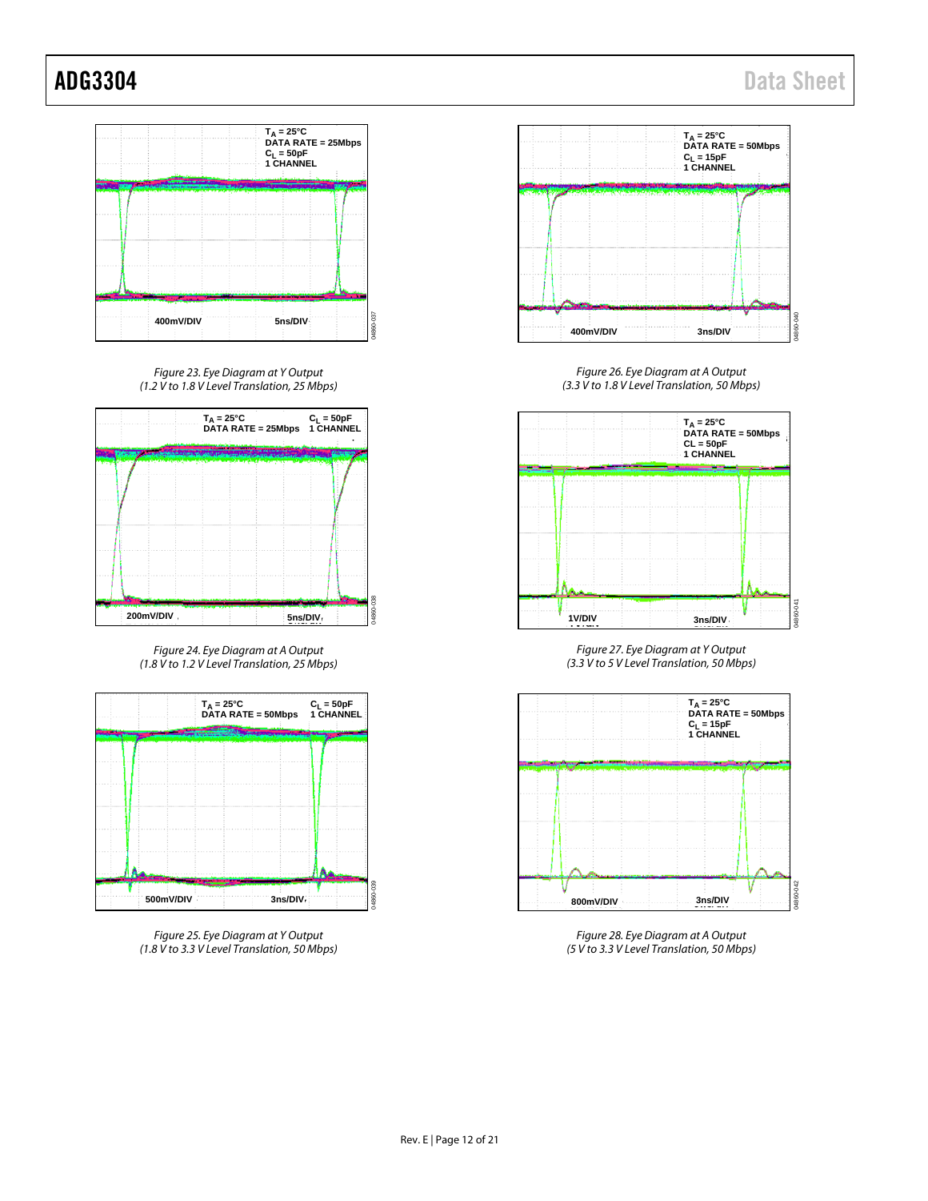Figure 23. Eye Diagram at Y Output
(1.2 V to 1.8 V Level Translation, 25 Mbps)

Figure 24. Eye Diagram at A Output
(1.8 V to 1.2 V Level Translation, 25 Mbps)

Figure 25. Eye Diagram at Y Output
(1.8 V to 3.3 V Level Translation, 50 Mbps)

Figure 26. Eye Diagram at A Output
(3.3 V to 1.8 V Level Translation, 50 Mbps)

Figure 27. Eye Diagram at Y Output
(3.3 V to 5 V Level Translation, 50 Mbps)

Figure 28. Eye Diagram at A Output
(5 V to 3.3 V Level Translation, 50 Mbps)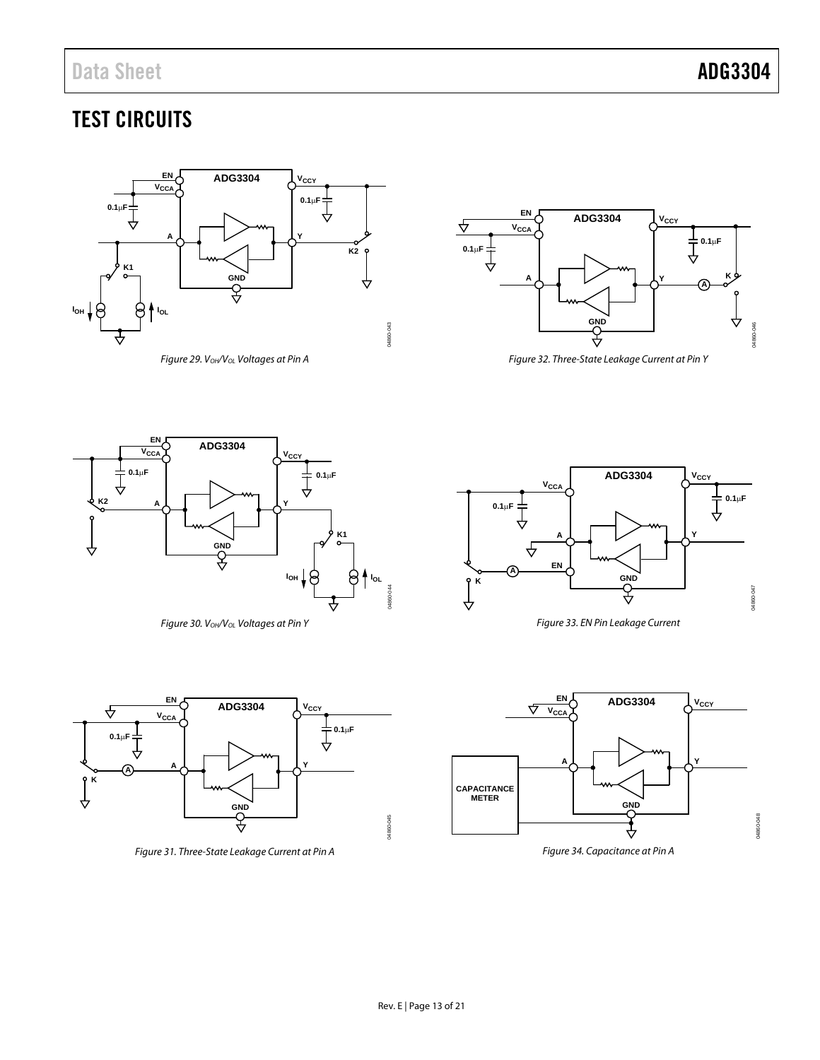# TEST CIRCUITS

Figure 29. $V_{OH}$/$V_{OL}$ Voltages at Pin A

Figure 30. $V_{OH}$/$V_{OL}$ Voltages at Pin Y

Figure 31. Three-State Leakage Current at Pin A

Figure 32. Three-State Leakage Current at Pin Y

Figure 33. EN Pin Leakage Current

Figure 34. Capacitance at Pin A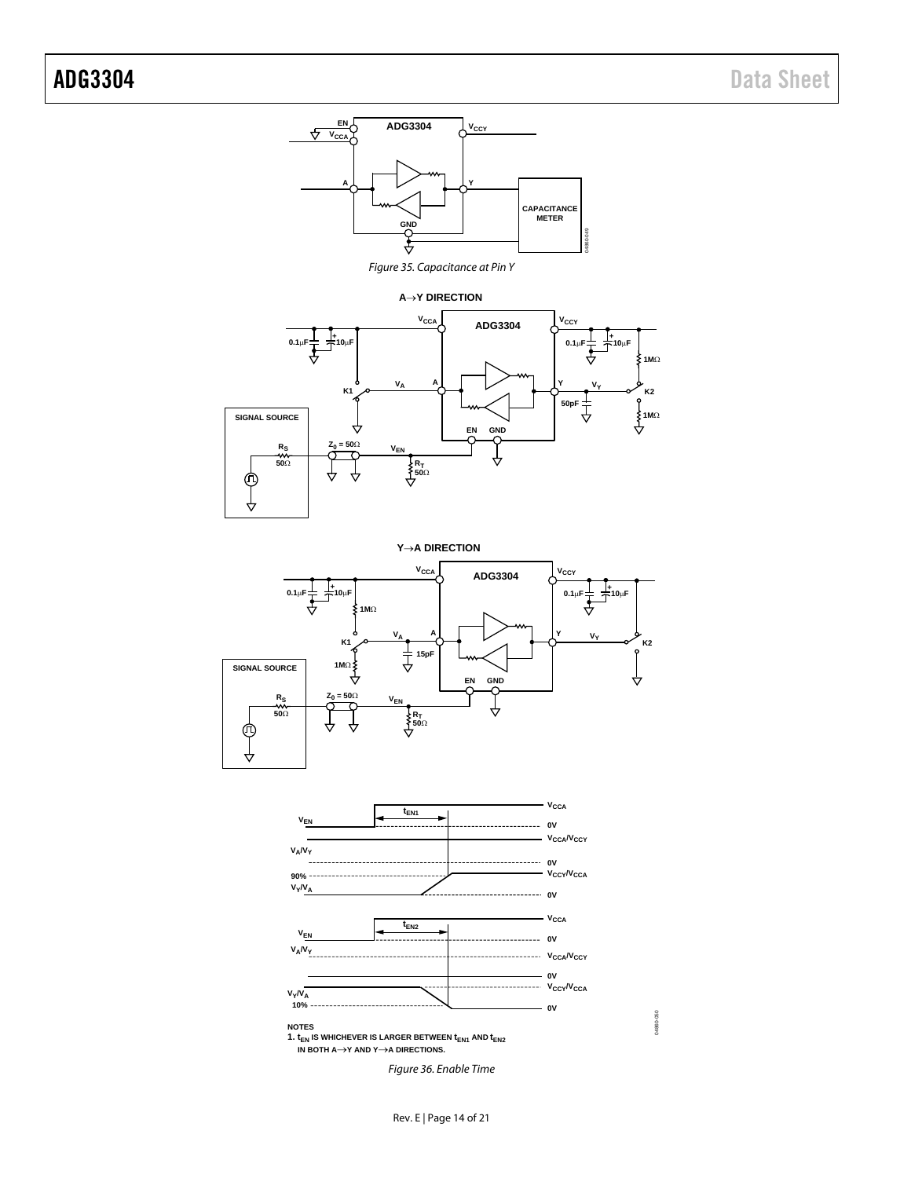Figure 35. Capacitance at Pin Y

NOTES
1. $t_{EN}$ IS WHICHEVER IS LARGER BETWEEN $t_{EN1}$ AND $t_{EN2}$ IN BOTH A→Y AND Y→A DIRECTIONS.

Figure 36. Enable Time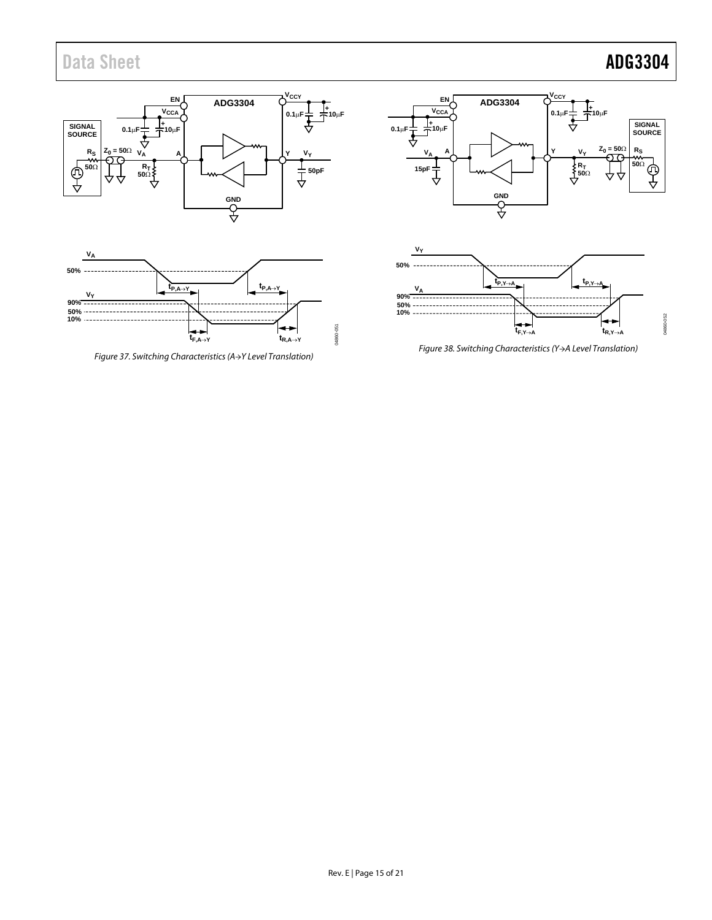Figure 37. Switching Characteristics (A→Y Level Translation)

Figure 38. Switching Characteristics (Y→A Level Translation)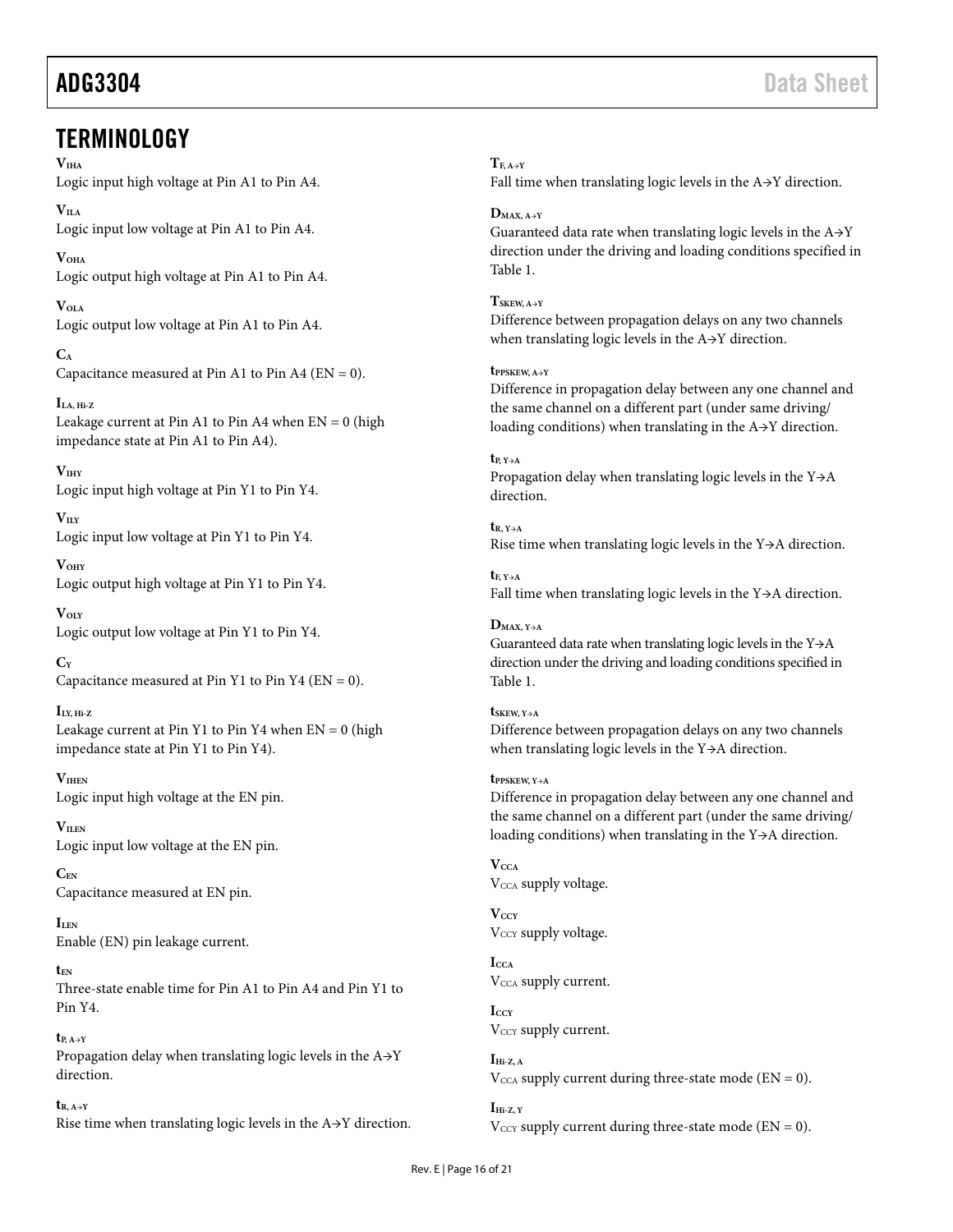## TERMINOLOGY

$V_{IHA}$
Logic input high voltage at Pin A1 to Pin A4.

$V_{ILA}$
Logic input low voltage at Pin A1 to Pin A4.

$V_{OHA}$
Logic output high voltage at Pin A1 to Pin A4.

$V_{OLA}$
Logic output low voltage at Pin A1 to Pin A4.

$C_A$
Capacitance measured at Pin A1 to Pin A4 (EN = 0).

$I_{LA, Hi\text{-}Z}$
Leakage current at Pin A1 to Pin A4 when EN = 0 (high impedance state at Pin A1 to Pin A4).

$V_{IHY}$
Logic input high voltage at Pin Y1 to Pin Y4.

$V_{ILY}$
Logic input low voltage at Pin Y1 to Pin Y4.

$V_{OHY}$
Logic output high voltage at Pin Y1 to Pin Y4.

$V_{OLY}$
Logic output low voltage at Pin Y1 to Pin Y4.

$C_Y$
Capacitance measured at Pin Y1 to Pin Y4 (EN = 0).

$I_{LY, Hi\text{-}Z}$
Leakage current at Pin Y1 to Pin Y4 when EN = 0 (high impedance state at Pin Y1 to Pin Y4).

$V_{IHEN}$
Logic input high voltage at the EN pin.

$V_{ILEN}$
Logic input low voltage at the EN pin.

$C_{EN}$
Capacitance measured at EN pin.

$I_{LEN}$
Enable (EN) pin leakage current.

$t_{EN}$
Three-state enable time for Pin A1 to Pin A4 and Pin Y1 to Pin Y4.

$t_{P, A \rightarrow Y}$
Propagation delay when translating logic levels in the A→Y direction.

$t_{R, A \rightarrow Y}$
Rise time when translating logic levels in the A→Y direction.

$T_{F, A \rightarrow Y}$
Fall time when translating logic levels in the A→Y direction.

$D_{MAX, A \rightarrow Y}$
Guaranteed data rate when translating logic levels in the A→Y direction under the driving and loading conditions specified in Table 1.

$T_{SKEW, A \rightarrow Y}$
Difference between propagation delays on any two channels when translating logic levels in the A→Y direction.

$t_{PPSKEW, A \rightarrow Y}$
Difference in propagation delay between any one channel and the same channel on a different part (under same driving/loading conditions) when translating in the A→Y direction.

$t_{P, Y \rightarrow A}$
Propagation delay when translating logic levels in the Y→A direction.

$t_{R, Y \rightarrow A}$
Rise time when translating logic levels in the Y→A direction.

$t_{F, Y \rightarrow A}$
Fall time when translating logic levels in the Y→A direction.

$D_{MAX, Y \rightarrow A}$
Guaranteed data rate when translating logic levels in the Y→A direction under the driving and loading conditions specified in Table 1.

$t_{SKEW, Y \rightarrow A}$
Difference between propagation delays on any two channels when translating logic levels in the Y→A direction.

$t_{PPSKEW, Y \rightarrow A}$
Difference in propagation delay between any one channel and the same channel on a different part (under the same driving/loading conditions) when translating in the Y→A direction.

$V_{CCA}$
$V_{CCA}$ supply voltage.

$V_{CCY}$
$V_{CCY}$ supply voltage.

$I_{CCA}$
$V_{CCA}$ supply current.

$I_{CCY}$
$V_{CCY}$ supply current.

$I_{Hi\text{-}Z, A}$
$V_{CCA}$ supply current during three-state mode (EN = 0).

$I_{Hi\text{-}Z, Y}$
$V_{CCY}$ supply current during three-state mode (EN = 0).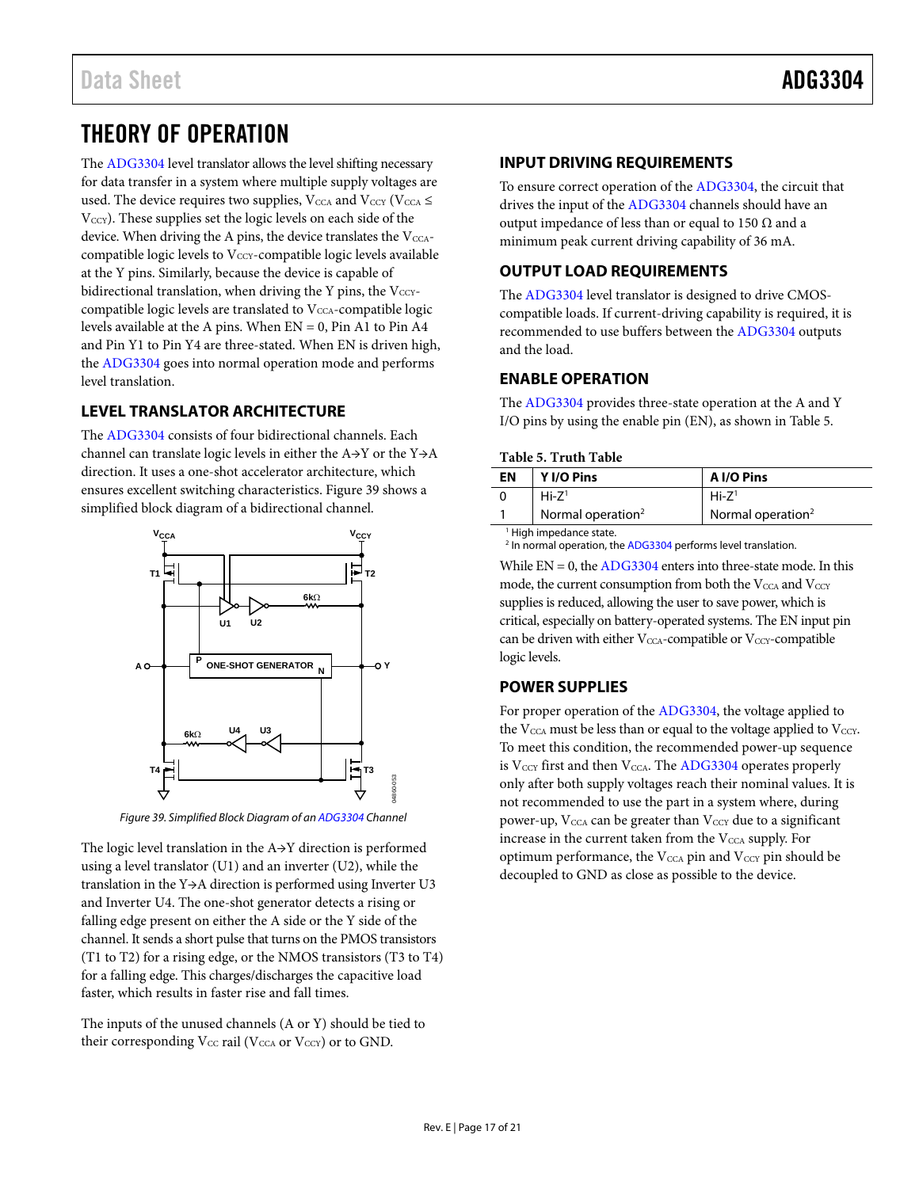# THEORY OF OPERATION

The ADG3304 level translator allows the level shifting necessary for data transfer in a system where multiple supply voltages are used. The device requires two supplies, $V_{CCA}$ and $V_{CCY}$ ($V_{CCA} \leq V_{CCY}$). These supplies set the logic levels on each side of the device. When driving the A pins, the device translates the $V_{CCA}$-compatible logic levels to $V_{CCY}$-compatible logic levels available at the Y pins. Similarly, because the device is capable of bidirectional translation, when driving the Y pins, the $V_{CCY}$-compatible logic levels are translated to $V_{CCA}$-compatible logic levels available at the A pins. When EN = 0, Pin A1 to Pin A4 and Pin Y1 to Pin Y4 are three-stated. When EN is driven high, the ADG3304 goes into normal operation mode and performs level translation.

## LEVEL TRANSLATOR ARCHITECTURE

The ADG3304 consists of four bidirectional channels. Each channel can translate logic levels in either the A→Y or the Y→A direction. It uses a one-shot accelerator architecture, which ensures excellent switching characteristics. Figure 39 shows a simplified block diagram of a bidirectional channel.

*Figure 39. Simplified Block Diagram of an ADG3304 Channel*

The logic level translation in the A→Y direction is performed using a level translator (U1) and an inverter (U2), while the translation in the Y→A direction is performed using Inverter U3 and Inverter U4. The one-shot generator detects a rising or falling edge present on either the A side or the Y side of the channel. It sends a short pulse that turns on the PMOS transistors (T1 to T2) for a rising edge, or the NMOS transistors (T3 to T4) for a falling edge. This charges/discharges the capacitive load faster, which results in faster rise and fall times.

The inputs of the unused channels (A or Y) should be tied to their corresponding $V_{CC}$ rail ($V_{CCA}$ or $V_{CCY}$) or to GND.

## INPUT DRIVING REQUIREMENTS

To ensure correct operation of the ADG3304, the circuit that drives the input of the ADG3304 channels should have an output impedance of less than or equal to 150 Ω and a minimum peak current driving capability of 36 mA.

## OUTPUT LOAD REQUIREMENTS

The ADG3304 level translator is designed to drive CMOS-compatible loads. If current-driving capability is required, it is recommended to use buffers between the ADG3304 outputs and the load.

## ENABLE OPERATION

The ADG3304 provides three-state operation at the A and Y I/O pins by using the enable pin (EN), as shown in Table 5.

**Table 5. Truth Table**

| EN | Y I/O Pins | A I/O Pins |
|---|---|---|
| 0 | Hi-Z[1] | Hi-Z[1] |
| 1 | Normal operation[2] | Normal operation[2] |

[1] High impedance state.
[2] In normal operation, the ADG3304 performs level translation.

While EN = 0, the ADG3304 enters into three-state mode. In this mode, the current consumption from both the $V_{CCA}$ and $V_{CCY}$ supplies is reduced, allowing the user to save power, which is critical, especially on battery-operated systems. The EN input pin can be driven with either $V_{CCA}$-compatible or $V_{CCY}$-compatible logic levels.

## POWER SUPPLIES

For proper operation of the ADG3304, the voltage applied to the $V_{CCA}$ must be less than or equal to the voltage applied to $V_{CCY}$. To meet this condition, the recommended power-up sequence is $V_{CCY}$ first and then $V_{CCA}$. The ADG3304 operates properly only after both supply voltages reach their nominal values. It is not recommended to use the part in a system where, during power-up, $V_{CCA}$ can be greater than $V_{CCY}$ due to a significant increase in the current taken from the $V_{CCA}$ supply. For optimum performance, the $V_{CCA}$ pin and $V_{CCY}$ pin should be decoupled to GND as close as possible to the device.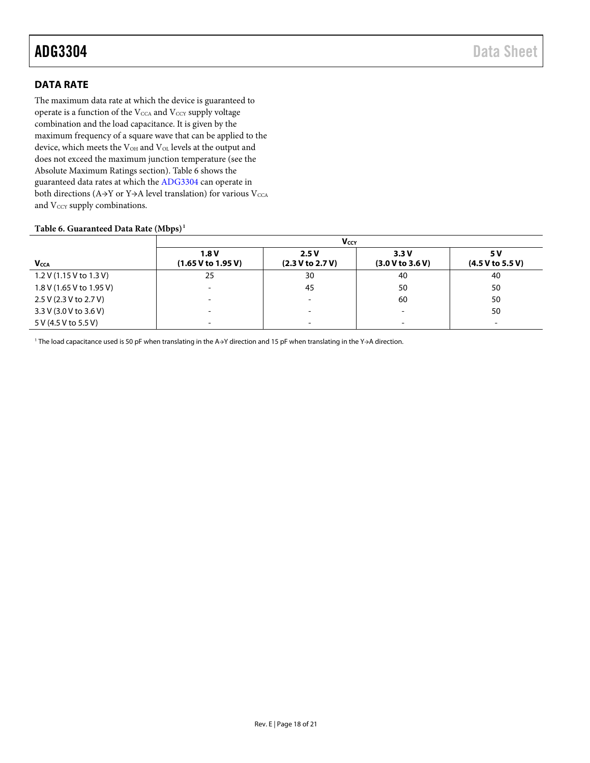## DATA RATE

The maximum data rate at which the device is guaranteed to operate is a function of the $V_{CCA}$ and $V_{CCY}$ supply voltage combination and the load capacitance. It is given by the maximum frequency of a square wave that can be applied to the device, which meets the $V_{OH}$ and $V_{OL}$ levels at the output and does not exceed the maximum junction temperature (see the Absolute Maximum Ratings section). Table 6 shows the guaranteed data rates at which the ADG3304 can operate in both directions (A→Y or Y→A level translation) for various $V_{CCA}$ and $V_{CCY}$ supply combinations.

**Table 6. Guaranteed Data Rate (Mbps)[1]**

| | $V_{CCY}$ | | | |
|---|---|---|---|---|
| $V_{CCA}$ | 1.8 V (1.65 V to 1.95 V) | 2.5 V (2.3 V to 2.7 V) | 3.3 V (3.0 V to 3.6 V) | 5 V (4.5 V to 5.5 V) |
| 1.2 V (1.15 V to 1.3 V) | 25 | 30 | 40 | 40 |
| 1.8 V (1.65 V to 1.95 V) | - | 45 | 50 | 50 |
| 2.5 V (2.3 V to 2.7 V) | - | - | 60 | 50 |
| 3.3 V (3.0 V to 3.6 V) | - | - | - | 50 |
| 5 V (4.5 V to 5.5 V) | - | - | - | - |

[1] The load capacitance used is 50 pF when translating in the A→Y direction and 15 pF when translating in the Y→A direction.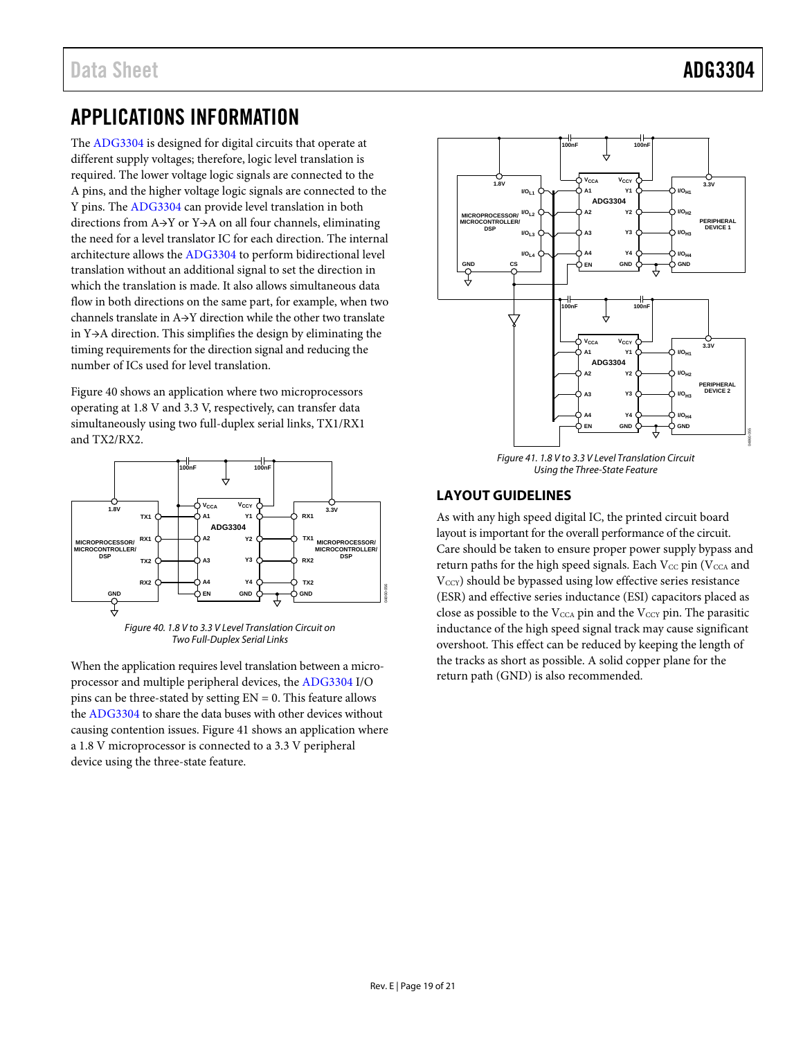# APPLICATIONS INFORMATION

The ADG3304 is designed for digital circuits that operate at different supply voltages; therefore, logic level translation is required. The lower voltage logic signals are connected to the A pins, and the higher voltage logic signals are connected to the Y pins. The ADG3304 can provide level translation in both directions from A→Y or Y→A on all four channels, eliminating the need for a level translator IC for each direction. The internal architecture allows the ADG3304 to perform bidirectional level translation without an additional signal to set the direction in which the translation is made. It also allows simultaneous data flow in both directions on the same part, for example, when two channels translate in A→Y direction while the other two translate in Y→A direction. This simplifies the design by eliminating the timing requirements for the direction signal and reducing the number of ICs used for level translation.

Figure 40 shows an application where two microprocessors operating at 1.8 V and 3.3 V, respectively, can transfer data simultaneously using two full-duplex serial links, TX1/RX1 and TX2/RX2.

*Figure 40. 1.8 V to 3.3 V Level Translation Circuit on Two Full-Duplex Serial Links*

When the application requires level translation between a microprocessor and multiple peripheral devices, the ADG3304 I/O pins can be three-stated by setting EN = 0. This feature allows the ADG3304 to share the data buses with other devices without causing contention issues. Figure 41 shows an application where a 1.8 V microprocessor is connected to a 3.3 V peripheral device using the three-state feature.

*Figure 41. 1.8 V to 3.3 V Level Translation Circuit Using the Three-State Feature*

## LAYOUT GUIDELINES

As with any high speed digital IC, the printed circuit board layout is important for the overall performance of the circuit. Care should be taken to ensure proper power supply bypass and return paths for the high speed signals. Each $V_{CC}$ pin ($V_{CCA}$ and $V_{CCY}$) should be bypassed using low effective series resistance (ESR) and effective series inductance (ESI) capacitors placed as close as possible to the $V_{CCA}$ pin and the $V_{CCY}$ pin. The parasitic inductance of the high speed signal track may cause significant overshoot. This effect can be reduced by keeping the length of the tracks as short as possible. A solid copper plane for the return path (GND) is also recommended.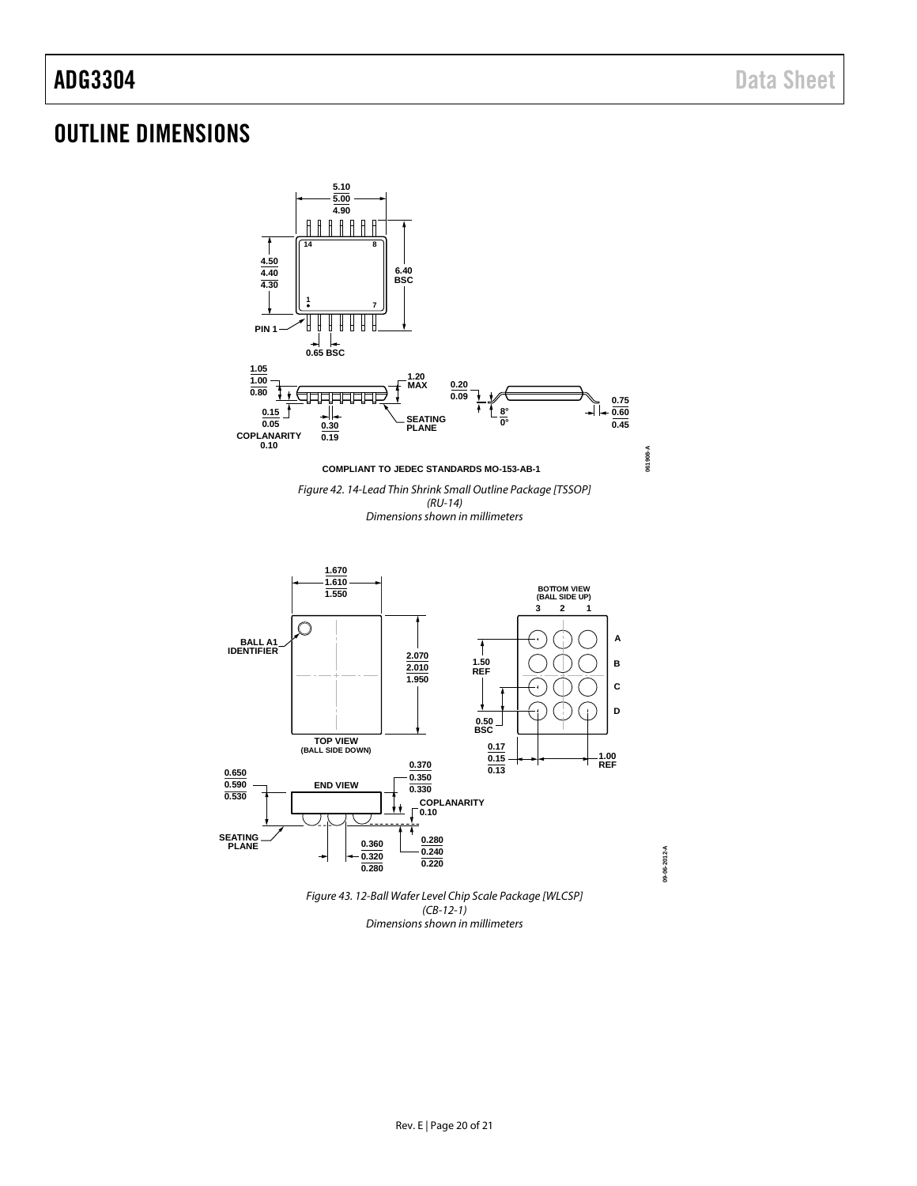# OUTLINE DIMENSIONS

COMPLIANT TO JEDEC STANDARDS MO-153-AB-1

*Figure 42. 14-Lead Thin Shrink Small Outline Package [TSSOP] (RU-14) Dimensions shown in millimeters*

*Figure 43. 12-Ball Wafer Level Chip Scale Package [WLCSP] (CB-12-1) Dimensions shown in millimeters*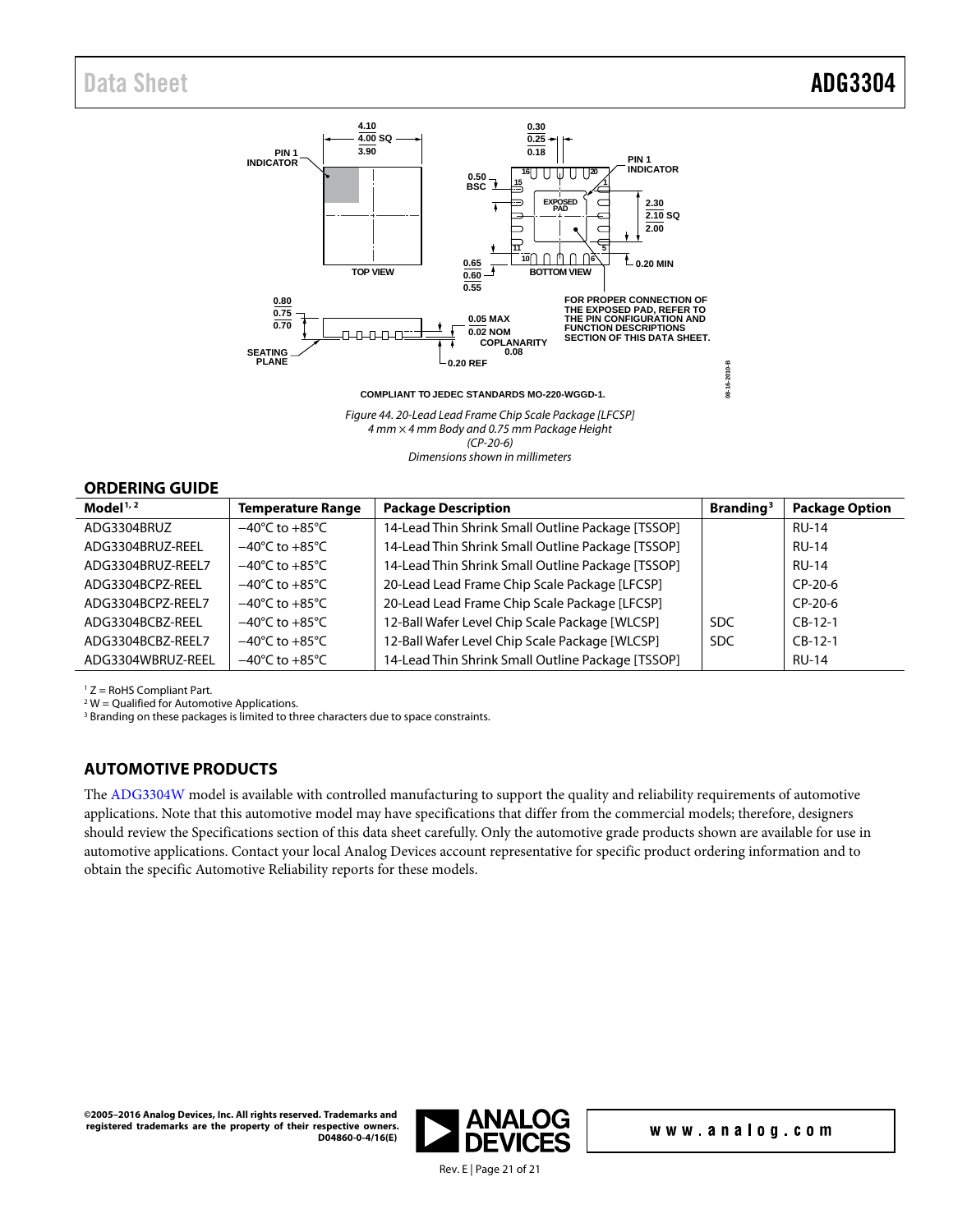4.10
4.00 SQ
3.90

PIN 1
INDICATOR

TOP VIEW

0.30
0.25
0.18

0.50
BSC

16
20
15
1
EXPOSED
PAD
11
5
10
6

PIN 1
INDICATOR

2.30
2.10 SQ
2.00

0.20 MIN

0.65
0.60
0.55

BOTTOM VIEW

0.80
0.75
0.70

SEATING
PLANE

0.05 MAX
0.02 NOM
COPLANARITY
0.08

0.20 REF

FOR PROPER CONNECTION OF THE EXPOSED PAD, REFER TO THE PIN CONFIGURATION AND FUNCTION DESCRIPTIONS SECTION OF THIS DATA SHEET.

COMPLIANT TO JEDEC STANDARDS MO-220-WGGD-1.

08-16-2010-B

*Figure 44. 20-Lead Lead Frame Chip Scale Package [LFCSP]*
*4 mm × 4 mm Body and 0.75 mm Package Height*
*(CP-20-6)*
*Dimensions shown in millimeters*

## ORDERING GUIDE

| Model[1, 2] | Temperature Range | Package Description | Branding[3] | Package Option |
|---|---|---|---|---|
| ADG3304BRUZ | −40°C to +85°C | 14-Lead Thin Shrink Small Outline Package [TSSOP] | | RU-14 |
| ADG3304BRUZ-REEL | −40°C to +85°C | 14-Lead Thin Shrink Small Outline Package [TSSOP] | | RU-14 |
| ADG3304BRUZ-REEL7 | −40°C to +85°C | 14-Lead Thin Shrink Small Outline Package [TSSOP] | | RU-14 |
| ADG3304BCPZ-REEL | −40°C to +85°C | 20-Lead Lead Frame Chip Scale Package [LFCSP] | | CP-20-6 |
| ADG3304BCPZ-REEL7 | −40°C to +85°C | 20-Lead Lead Frame Chip Scale Package [LFCSP] | | CP-20-6 |
| ADG3304BCBZ-REEL | −40°C to +85°C | 12-Ball Wafer Level Chip Scale Package [WLCSP] | SDC | CB-12-1 |
| ADG3304BCBZ-REEL7 | −40°C to +85°C | 12-Ball Wafer Level Chip Scale Package [WLCSP] | SDC | CB-12-1 |
| ADG3304WBRUZ-REEL | −40°C to +85°C | 14-Lead Thin Shrink Small Outline Package [TSSOP] | | RU-14 |

[1] Z = RoHS Compliant Part.
[2] W = Qualified for Automotive Applications.
[3] Branding on these packages is limited to three characters due to space constraints.

## AUTOMOTIVE PRODUCTS

The ADG3304W model is available with controlled manufacturing to support the quality and reliability requirements of automotive applications. Note that this automotive model may have specifications that differ from the commercial models; therefore, designers should review the Specifications section of this data sheet carefully. Only the automotive grade products shown are available for use in automotive applications. Contact your local Analog Devices account representative for specific product ordering information and to obtain the specific Automotive Reliability reports for these models.

©2005–2016 Analog Devices, Inc. All rights reserved. Trademarks and registered trademarks are the property of their respective owners.
D04860-0-4/16(E)